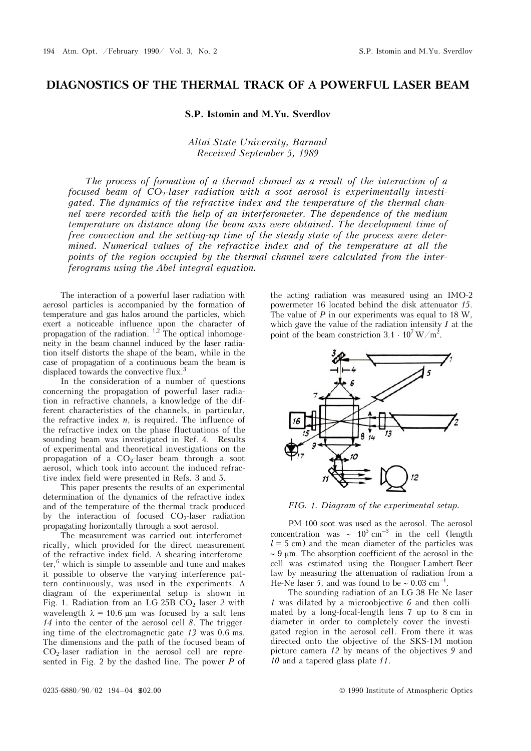# DIAGNOSTICS OF THE THERMAL TRACK OF A POWERFUL LASER BEAM

**S.P. Istomin and M.Yu. Sverdlov**

*Altai State University, Barnaul*
*Received September 5, 1989*

*The process of formation of a thermal channel as a result of the interaction of a focused beam of $CO_2$-laser radiation with a soot aerosol is experimentally investigated. The dynamics of the refractive index and the temperature of the thermal channel were recorded with the help of an interferometer. The dependence of the medium temperature on distance along the beam axis were obtained. The development time of free convection and the setting-up time of the steady state of the process were determined. Numerical values of the refractive index and of the temperature at all the points of the region occupied by the thermal channel were calculated from the interferograms using the Abel integral equation.*

The interaction of a powerful laser radiation with aerosol particles is accompanied by the formation of temperature and gas halos around the particles, which exert a noticeable influence upon the character of propagation of the radiation. [1,2] The optical inhomogeneity in the beam channel induced by the laser radiation itself distorts the shape of the beam, while in the case of propagation of a continuous beam the beam is displaced towards the convective flux.[3]

In the consideration of a number of questions concerning the propagation of powerful laser radiation in refractive channels, a knowledge of the different characteristics of the channels, in particular, the refractive index $n$, is required. The influence of the refractive index on the phase fluctuations of the sounding beam was investigated in Ref. 4. Results of experimental and theoretical investigations on the propagation of a $CO_2$-laser beam through a soot aerosol, which took into account the induced refractive index field were presented in Refs. 3 and 5.

This paper presents the results of an experimental determination of the dynamics of the refractive index and of the temperature of the thermal track produced by the interaction of focused $CO_2$-laser radiation propagating horizontally through a soot aerosol.

The measurement was carried out interferometrically, which provided for the direct measurement of the refractive index field. A shearing interferometer,[6] which is simple to assemble and tune and makes it possible to observe the varying interference pattern continuously, was used in the experiments. A diagram of the experimental setup is shown in Fig. 1. Radiation from an LG-25B $CO_2$ laser *2* with wavelength $\lambda = 10.6$ μm was focused by a salt lens *14* into the center of the aerosol cell *8*. The triggering time of the electromagnetic gate *13* was 0.6 ms. The dimensions and the path of the focused beam of $CO_2$-laser radiation in the aerosol cell are represented in Fig. 2 by the dashed line. The power $P$ of the acting radiation was measured using an IMO-2 powermeter 16 located behind the disk attenuator *15*. The value of $P$ in our experiments was equal to 18 W, which gave the value of the radiation intensity $I$ at the point of the beam constriction $3.1 \cdot 10^7$ W/m$^2$.

*FIG. 1. Diagram of the experimental setup.*

PM-100 soot was used as the aerosol. The aerosol concentration was $\sim 10^5$ cm$^{-3}$ in the cell (length $l = 5$ cm) and the mean diameter of the particles was $\sim 9$ μm. The absorption coefficient of the aerosol in the cell was estimated using the Bouguer-Lambert-Beer law by measuring the attenuation of radiation from a He-Ne laser *5*, and was found to be $\sim 0.03$ cm$^{-1}$.

The sounding radiation of an LG-38 He-Ne laser *1* was dilated by a microobjective *6* and then collimated by a long-focal-length lens 7 up to 8 cm in diameter in order to completely cover the investigated region in the aerosol cell. From there it was directed onto the objective of the SKS-1M motion picture camera *12* by means of the objectives *9* and *10* and a tapered glass plate *11*.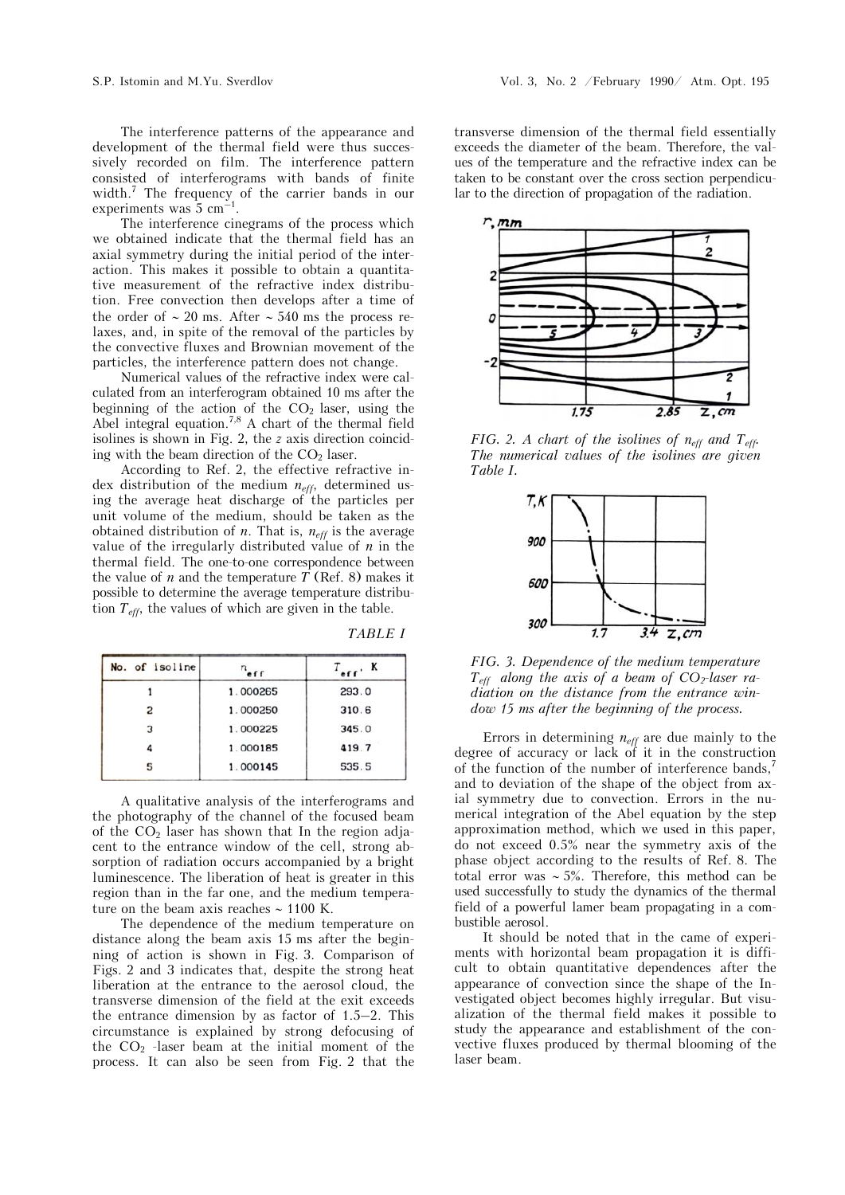The interference patterns of the appearance and development of the thermal field were thus successively recorded on film. The interference pattern consisted of interferograms with bands of finite width.[7] The frequency of the carrier bands in our experiments was 5 $cm^{-1}$.

The interference cinegrams of the process which we obtained indicate that the thermal field has an axial symmetry during the initial period of the interaction. This makes it possible to obtain a quantitative measurement of the refractive index distribution. Free convection then develops after a time of the order of ~ 20 ms. After ~ 540 ms the process relaxes, and, in spite of the removal of the particles by the convective fluxes and Brownian movement of the particles, the interference pattern does not change.

Numerical values of the refractive index were calculated from an interferogram obtained 10 ms after the beginning of the action of the $CO_2$ laser, using the Abel integral equation.[7,8] A chart of the thermal field isolines is shown in Fig. 2, the $z$ axis direction coinciding with the beam direction of the $CO_2$ laser.

According to Ref. 2, the effective refractive index distribution of the medium $n_{eff}$, determined using the average heat discharge of the particles per unit volume of the medium, should be taken as the obtained distribution of $n$. That is, $n_{eff}$ is the average value of the irregularly distributed value of $n$ in the thermal field. The one-to-one correspondence between the value of $n$ and the temperature $T$ (Ref. 8) makes it possible to determine the average temperature distribution $T_{eff}$, the values of which are given in the table.

*TABLE I*

| No. of isoline | $n_{eff}$ | $T_{eff}$, K |
|---|---|---|
| 1 | 1.000265 | 293.0 |
| 2 | 1.000250 | 310.6 |
| 3 | 1.000225 | 345.0 |
| 4 | 1.000185 | 419.7 |
| 5 | 1.000145 | 535.5 |

A qualitative analysis of the interferograms and the photography of the channel of the focused beam of the $CO_2$ laser has shown that In the region adjacent to the entrance window of the cell, strong absorption of radiation occurs accompanied by a bright luminescence. The liberation of heat is greater in this region than in the far one, and the medium temperature on the beam axis reaches ~ 1100 K.

The dependence of the medium temperature on distance along the beam axis 15 ms after the beginning of action is shown in Fig. 3. Comparison of Figs. 2 and 3 indicates that, despite the strong heat liberation at the entrance to the aerosol cloud, the transverse dimension of the field at the exit exceeds the entrance dimension by as factor of 1.5–2. This circumstance is explained by strong defocusing of the $CO_2$ -laser beam at the initial moment of the process. It can also be seen from Fig. 2 that the transverse dimension of the thermal field essentially exceeds the diameter of the beam. Therefore, the values of the temperature and the refractive index can be taken to be constant over the cross section perpendicular to the direction of propagation of the radiation.

*FIG. 2. A chart of the isolines of $n_{eff}$ and $T_{eff}$. The numerical values of the isolines are given Table I.*

*FIG. 3. Dependence of the medium temperature $T_{eff}$ along the axis of a beam of $CO_2$-laser radiation on the distance from the entrance window 15 ms after the beginning of the process.*

Errors in determining $n_{eff}$ are due mainly to the degree of accuracy or lack of it in the construction of the function of the number of interference bands,[7] and to deviation of the shape of the object from axial symmetry due to convection. Errors in the numerical integration of the Abel equation by the step approximation method, which we used in this paper, do not exceed 0.5% near the symmetry axis of the phase object according to the results of Ref. 8. The total error was ~ 5%. Therefore, this method can be used successfully to study the dynamics of the thermal field of a powerful lamer beam propagating in a combustible aerosol.

It should be noted that in the came of experiments with horizontal beam propagation it is difficult to obtain quantitative dependences after the appearance of convection since the shape of the Investigated object becomes highly irregular. But visualization of the thermal field makes it possible to study the appearance and establishment of the convective fluxes produced by thermal blooming of the laser beam.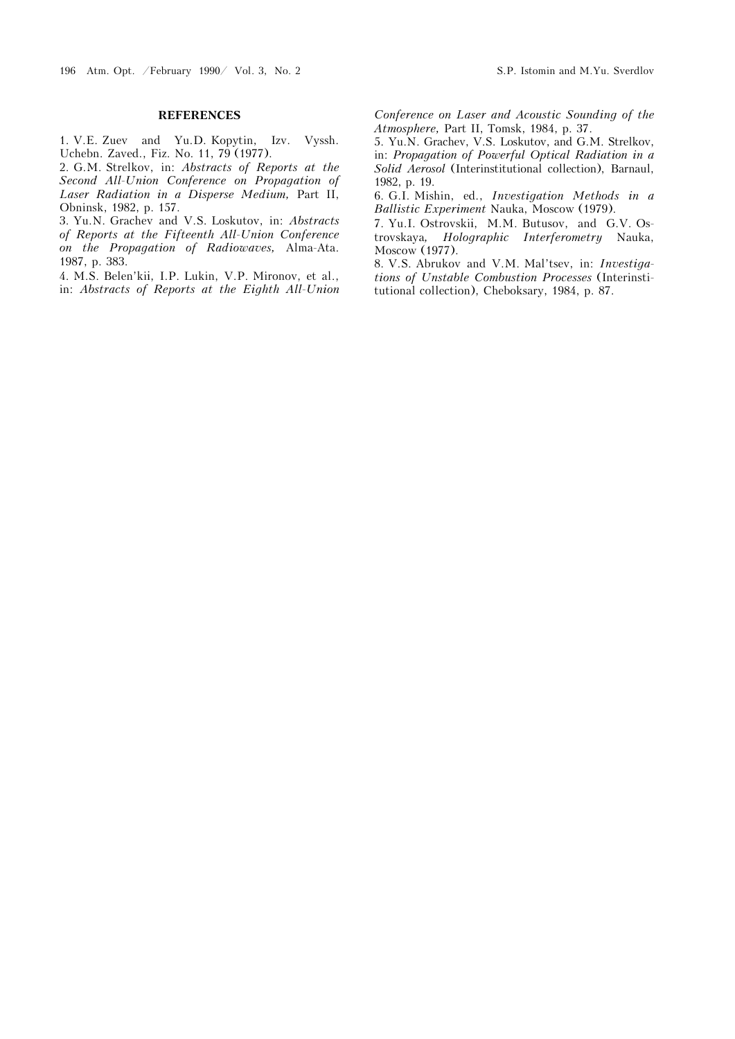## REFERENCES

1. V.E. Zuev and Yu.D. Kopytin, Izv. Vyssh. Uchebn. Zaved., Fiz. No. 11, 79 (1977).
2. G.M. Strelkov, in: *Abstracts of Reports at the Second All-Union Conference on Propagation of Laser Radiation in a Disperse Medium,* Part II, Obninsk, 1982, p. 157.
3. Yu.N. Grachev and V.S. Loskutov, in: *Abstracts of Reports at the Fifteenth All-Union Conference on the Propagation of Radiowaves,* Alma-Ata. 1987, p. 383.
4. M.S. Belen'kii, I.P. Lukin, V.P. Mironov, et al., in: *Abstracts of Reports at the Eighth All-Union Conference on Laser and Acoustic Sounding of the Atmosphere,* Part II, Tomsk, 1984, p. 37.
5. Yu.N. Grachev, V.S. Loskutov, and G.M. Strelkov, in: *Propagation of Powerful Optical Radiation in a Solid Aerosol* (Interinstitutional collection), Barnaul, 1982, p. 19.
6. G.I. Mishin, ed., *Investigation Methods in a Ballistic Experiment* Nauka, Moscow (1979).
7. Yu.I. Ostrovskii, M.M. Butusov, and G.V. Ostrovskaya, *Holographic Interferometry* Nauka, Moscow (1977).
8. V.S. Abrukov and V.M. Mal'tsev, in: *Investigations of Unstable Combustion Processes* (Interinstitutional collection), Cheboksary, 1984, p. 87.